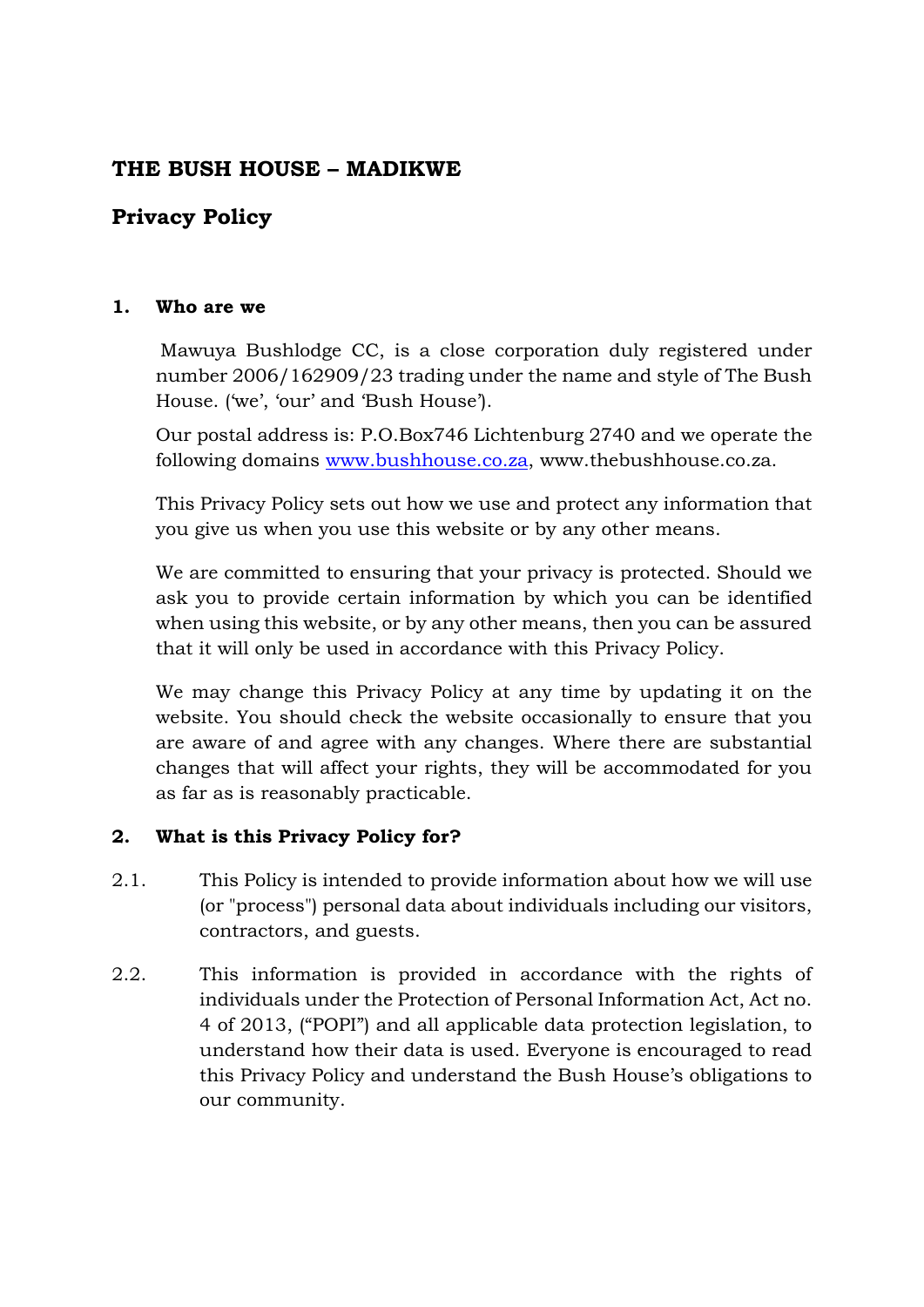# THE BUSH HOUSE – MADIKWE

## Privacy Policy

### 1. Who are we

Mawuya Bushlodge CC, is a close corporation duly registered under number 2006/162909/23 trading under the name and style of The Bush House. ('we', 'our' and 'Bush House').

Our postal address is: P.O.Box746 Lichtenburg 2740 and we operate the following domains [www.bushhouse.co.za](http://www.bushhouse.co.za), www.thebushhouse.co.za.

This Privacy Policy sets out how we use and protect any information that you give us when you use this website or by any other means.

We are committed to ensuring that your privacy is protected. Should we ask you to provide certain information by which you can be identified when using this website, or by any other means, then you can be assured that it will only be used in accordance with this Privacy Policy.

We may change this Privacy Policy at any time by updating it on the website. You should check the website occasionally to ensure that you are aware of and agree with any changes. Where there are substantial changes that will affect your rights, they will be accommodated for you as far as is reasonably practicable.

### 2. What is this Privacy Policy for?

2.1. This Policy is intended to provide information about how we will use (or "process") personal data about individuals including our visitors, contractors, and guests.

2.2. This information is provided in accordance with the rights of individuals under the Protection of Personal Information Act, Act no. 4 of 2013, ("POPI") and all applicable data protection legislation, to understand how their data is used. Everyone is encouraged to read this Privacy Policy and understand the Bush House's obligations to our community.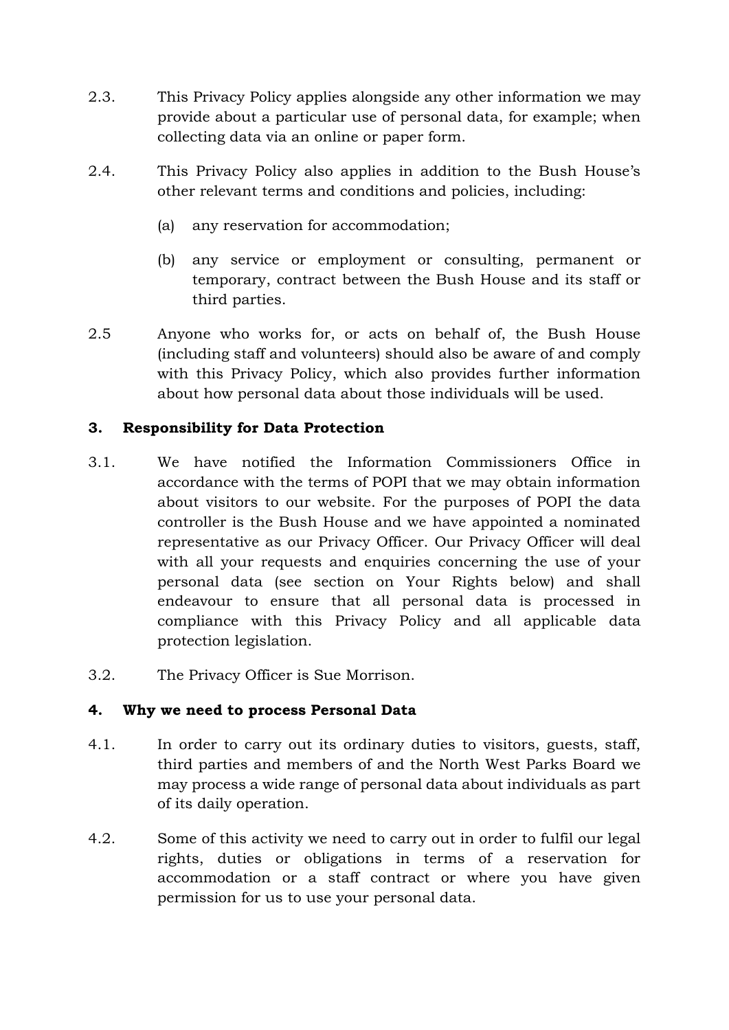2.3. This Privacy Policy applies alongside any other information we may provide about a particular use of personal data, for example; when collecting data via an online or paper form.

2.4. This Privacy Policy also applies in addition to the Bush House's other relevant terms and conditions and policies, including:

(a) any reservation for accommodation;

(b) any service or employment or consulting, permanent or temporary, contract between the Bush House and its staff or third parties.

2.5 Anyone who works for, or acts on behalf of, the Bush House (including staff and volunteers) should also be aware of and comply with this Privacy Policy, which also provides further information about how personal data about those individuals will be used.

**3. Responsibility for Data Protection**

3.1. We have notified the Information Commissioners Office in accordance with the terms of POPI that we may obtain information about visitors to our website. For the purposes of POPI the data controller is the Bush House and we have appointed a nominated representative as our Privacy Officer. Our Privacy Officer will deal with all your requests and enquiries concerning the use of your personal data (see section on Your Rights below) and shall endeavour to ensure that all personal data is processed in compliance with this Privacy Policy and all applicable data protection legislation.

3.2. The Privacy Officer is Sue Morrison.

**4. Why we need to process Personal Data**

4.1. In order to carry out its ordinary duties to visitors, guests, staff, third parties and members of and the North West Parks Board we may process a wide range of personal data about individuals as part of its daily operation.

4.2. Some of this activity we need to carry out in order to fulfil our legal rights, duties or obligations in terms of a reservation for accommodation or a staff contract or where you have given permission for us to use your personal data.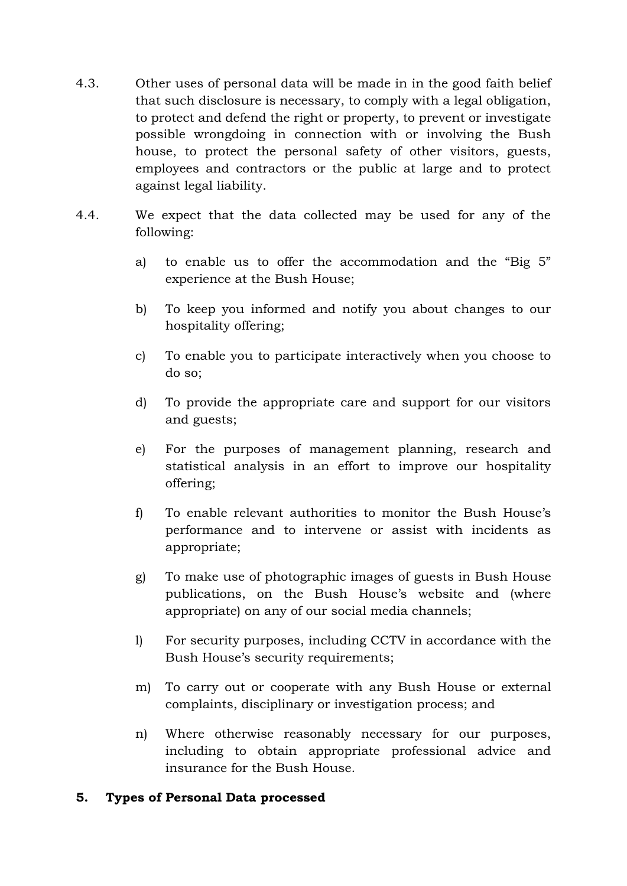4.3. Other uses of personal data will be made in in the good faith belief that such disclosure is necessary, to comply with a legal obligation, to protect and defend the right or property, to prevent or investigate possible wrongdoing in connection with or involving the Bush house, to protect the personal safety of other visitors, guests, employees and contractors or the public at large and to protect against legal liability.

4.4. We expect that the data collected may be used for any of the following:

a) to enable us to offer the accommodation and the "Big 5" experience at the Bush House;

b) To keep you informed and notify you about changes to our hospitality offering;

c) To enable you to participate interactively when you choose to do so;

d) To provide the appropriate care and support for our visitors and guests;

e) For the purposes of management planning, research and statistical analysis in an effort to improve our hospitality offering;

f) To enable relevant authorities to monitor the Bush House's performance and to intervene or assist with incidents as appropriate;

g) To make use of photographic images of guests in Bush House publications, on the Bush House's website and (where appropriate) on any of our social media channels;

l) For security purposes, including CCTV in accordance with the Bush House's security requirements;

m) To carry out or cooperate with any Bush House or external complaints, disciplinary or investigation process; and

n) Where otherwise reasonably necessary for our purposes, including to obtain appropriate professional advice and insurance for the Bush House.

## 5. Types of Personal Data processed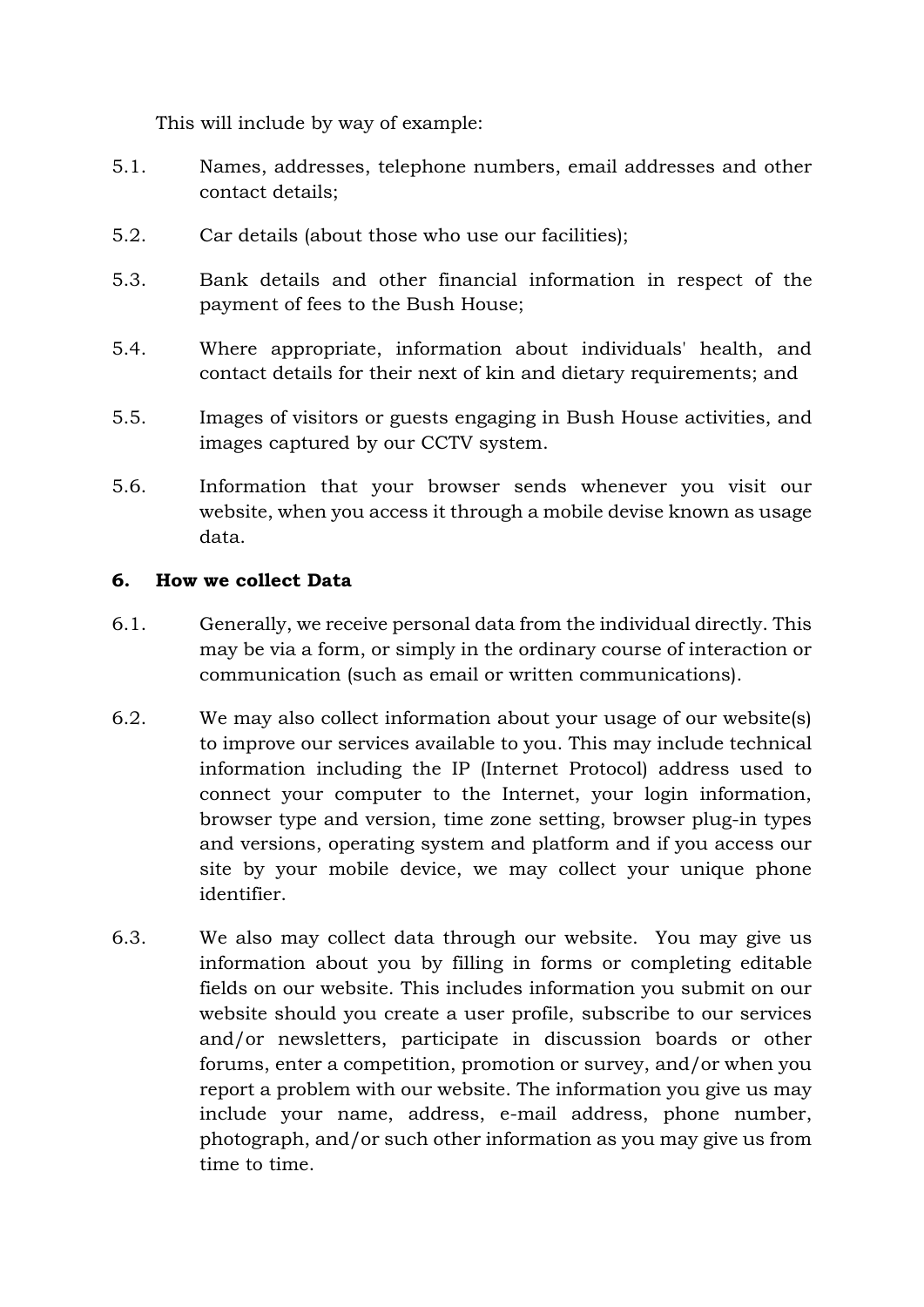This will include by way of example:

5.1. Names, addresses, telephone numbers, email addresses and other contact details;

5.2. Car details (about those who use our facilities);

5.3. Bank details and other financial information in respect of the payment of fees to the Bush House;

5.4. Where appropriate, information about individuals' health, and contact details for their next of kin and dietary requirements; and

5.5. Images of visitors or guests engaging in Bush House activities, and images captured by our CCTV system.

5.6. Information that your browser sends whenever you visit our website, when you access it through a mobile devise known as usage data.

## 6. How we collect Data

6.1. Generally, we receive personal data from the individual directly. This may be via a form, or simply in the ordinary course of interaction or communication (such as email or written communications).

6.2. We may also collect information about your usage of our website(s) to improve our services available to you. This may include technical information including the IP (Internet Protocol) address used to connect your computer to the Internet, your login information, browser type and version, time zone setting, browser plug-in types and versions, operating system and platform and if you access our site by your mobile device, we may collect your unique phone identifier.

6.3. We also may collect data through our website. You may give us information about you by filling in forms or completing editable fields on our website. This includes information you submit on our website should you create a user profile, subscribe to our services and/or newsletters, participate in discussion boards or other forums, enter a competition, promotion or survey, and/or when you report a problem with our website. The information you give us may include your name, address, e-mail address, phone number, photograph, and/or such other information as you may give us from time to time.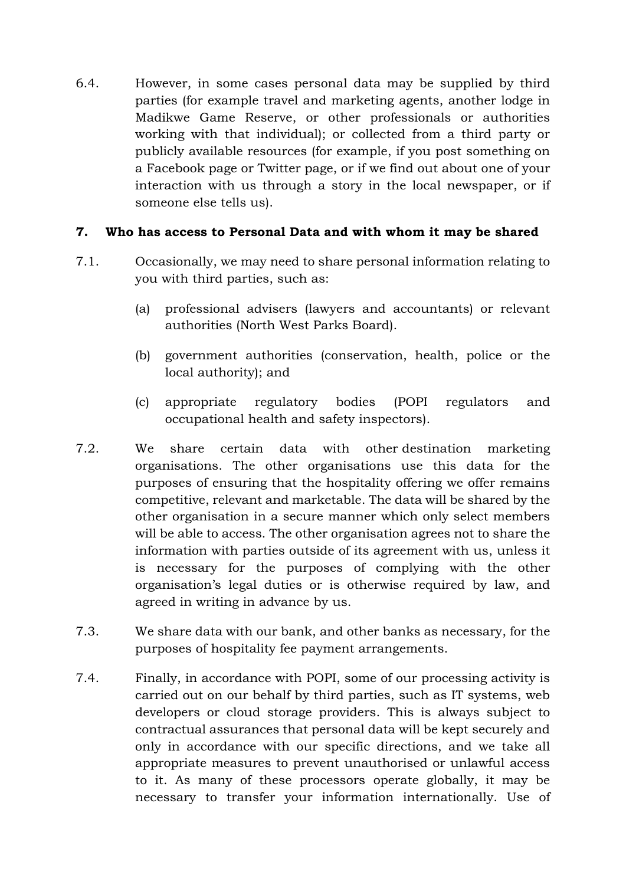6.4. However, in some cases personal data may be supplied by third parties (for example travel and marketing agents, another lodge in Madikwe Game Reserve, or other professionals or authorities working with that individual); or collected from a third party or publicly available resources (for example, if you post something on a Facebook page or Twitter page, or if we find out about one of your interaction with us through a story in the local newspaper, or if someone else tells us).

## 7. Who has access to Personal Data and with whom it may be shared

7.1. Occasionally, we may need to share personal information relating to you with third parties, such as:

(a) professional advisers (lawyers and accountants) or relevant authorities (North West Parks Board).

(b) government authorities (conservation, health, police or the local authority); and

(c) appropriate regulatory bodies (POPI regulators and occupational health and safety inspectors).

7.2. We share certain data with other destination marketing organisations. The other organisations use this data for the purposes of ensuring that the hospitality offering we offer remains competitive, relevant and marketable. The data will be shared by the other organisation in a secure manner which only select members will be able to access. The other organisation agrees not to share the information with parties outside of its agreement with us, unless it is necessary for the purposes of complying with the other organisation's legal duties or is otherwise required by law, and agreed in writing in advance by us.

7.3. We share data with our bank, and other banks as necessary, for the purposes of hospitality fee payment arrangements.

7.4. Finally, in accordance with POPI, some of our processing activity is carried out on our behalf by third parties, such as IT systems, web developers or cloud storage providers. This is always subject to contractual assurances that personal data will be kept securely and only in accordance with our specific directions, and we take all appropriate measures to prevent unauthorised or unlawful access to it. As many of these processors operate globally, it may be necessary to transfer your information internationally. Use of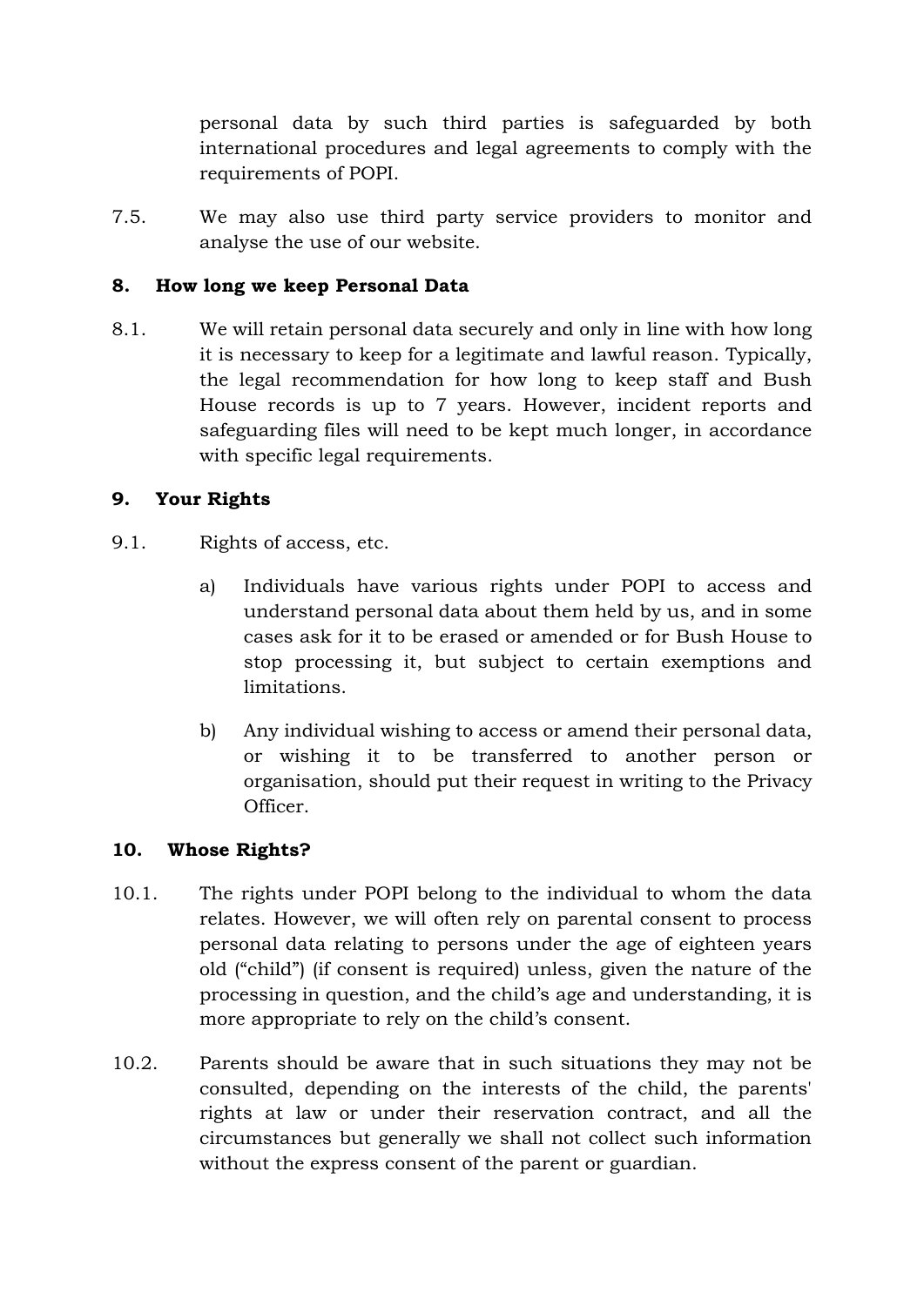personal data by such third parties is safeguarded by both international procedures and legal agreements to comply with the requirements of POPI.

7.5. We may also use third party service providers to monitor and analyse the use of our website.

## 8. How long we keep Personal Data

8.1. We will retain personal data securely and only in line with how long it is necessary to keep for a legitimate and lawful reason. Typically, the legal recommendation for how long to keep staff and Bush House records is up to 7 years. However, incident reports and safeguarding files will need to be kept much longer, in accordance with specific legal requirements.

## 9. Your Rights

9.1. Rights of access, etc.

a) Individuals have various rights under POPI to access and understand personal data about them held by us, and in some cases ask for it to be erased or amended or for Bush House to stop processing it, but subject to certain exemptions and limitations.

b) Any individual wishing to access or amend their personal data, or wishing it to be transferred to another person or organisation, should put their request in writing to the Privacy Officer.

## 10. Whose Rights?

10.1. The rights under POPI belong to the individual to whom the data relates. However, we will often rely on parental consent to process personal data relating to persons under the age of eighteen years old ("child") (if consent is required) unless, given the nature of the processing in question, and the child's age and understanding, it is more appropriate to rely on the child's consent.

10.2. Parents should be aware that in such situations they may not be consulted, depending on the interests of the child, the parents' rights at law or under their reservation contract, and all the circumstances but generally we shall not collect such information without the express consent of the parent or guardian.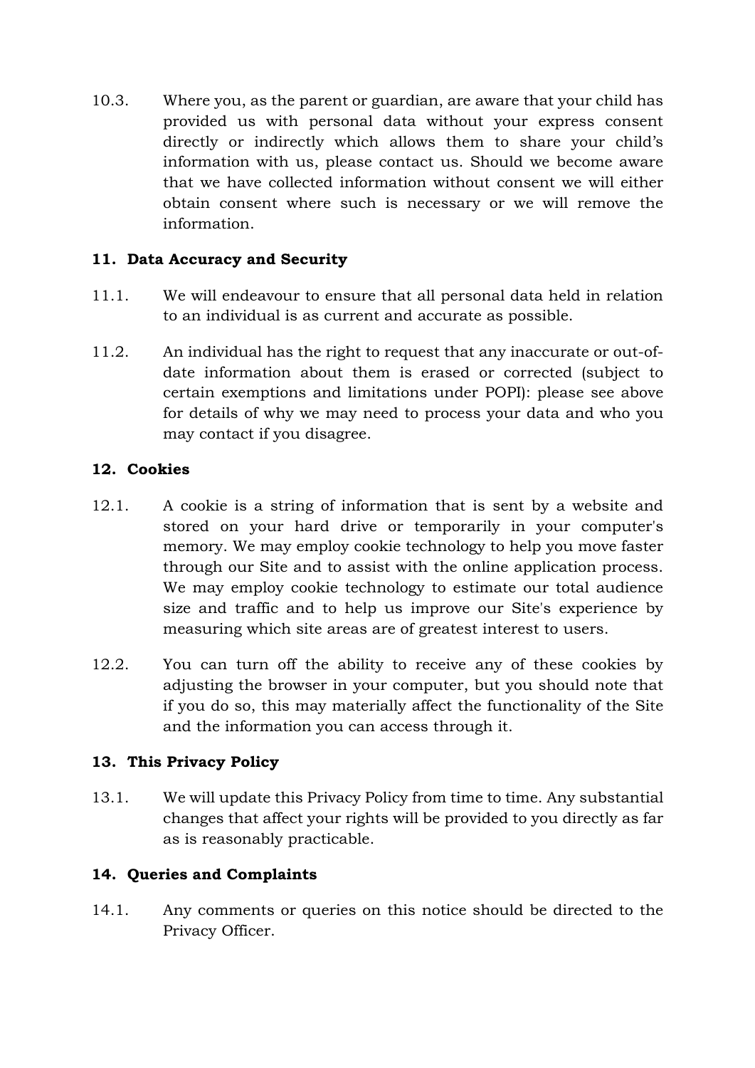10.3. Where you, as the parent or guardian, are aware that your child has provided us with personal data without your express consent directly or indirectly which allows them to share your child's information with us, please contact us. Should we become aware that we have collected information without consent we will either obtain consent where such is necessary or we will remove the information.

## 11. Data Accuracy and Security

11.1. We will endeavour to ensure that all personal data held in relation to an individual is as current and accurate as possible.

11.2. An individual has the right to request that any inaccurate or out-of-date information about them is erased or corrected (subject to certain exemptions and limitations under POPI): please see above for details of why we may need to process your data and who you may contact if you disagree.

## 12. Cookies

12.1. A cookie is a string of information that is sent by a website and stored on your hard drive or temporarily in your computer's memory. We may employ cookie technology to help you move faster through our Site and to assist with the online application process. We may employ cookie technology to estimate our total audience size and traffic and to help us improve our Site's experience by measuring which site areas are of greatest interest to users.

12.2. You can turn off the ability to receive any of these cookies by adjusting the browser in your computer, but you should note that if you do so, this may materially affect the functionality of the Site and the information you can access through it.

## 13. This Privacy Policy

13.1. We will update this Privacy Policy from time to time. Any substantial changes that affect your rights will be provided to you directly as far as is reasonably practicable.

## 14. Queries and Complaints

14.1. Any comments or queries on this notice should be directed to the Privacy Officer.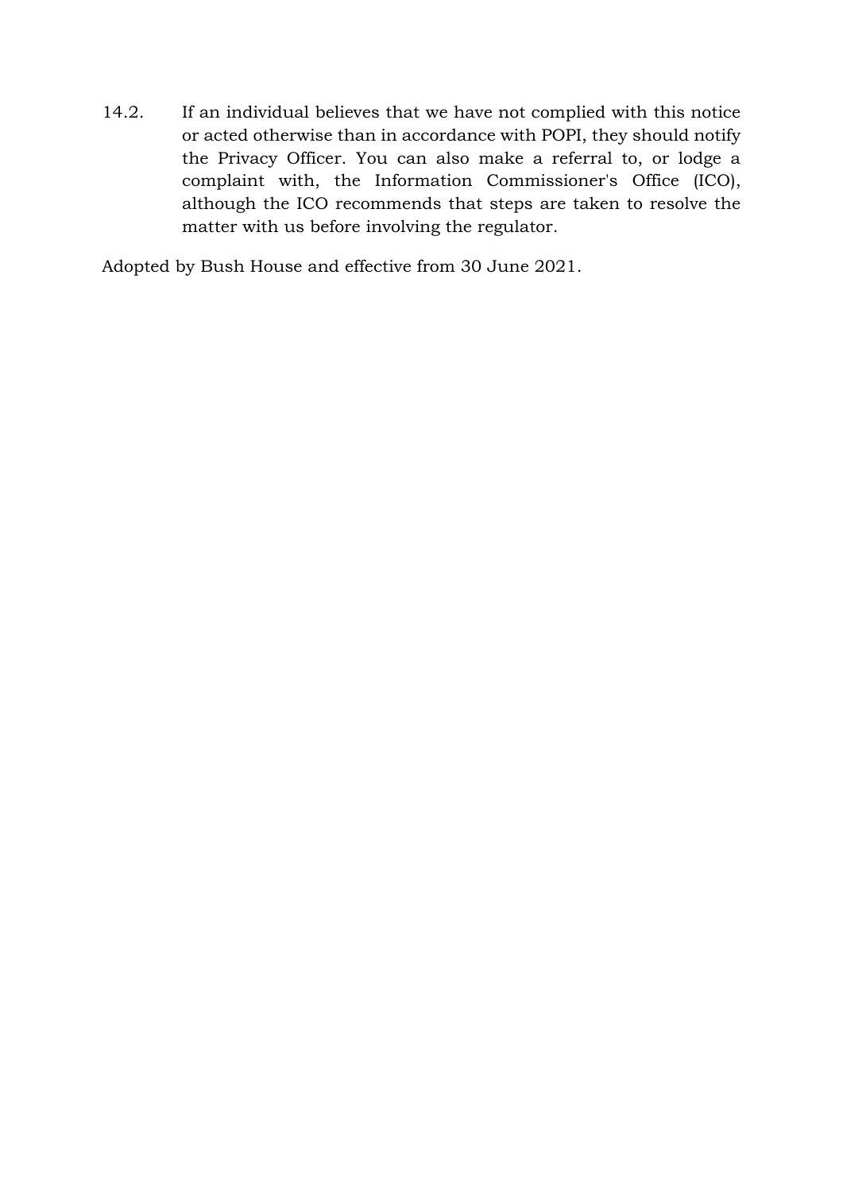14.2. If an individual believes that we have not complied with this notice or acted otherwise than in accordance with POPI, they should notify the Privacy Officer. You can also make a referral to, or lodge a complaint with, the Information Commissioner's Office (ICO), although the ICO recommends that steps are taken to resolve the matter with us before involving the regulator.

Adopted by Bush House and effective from 30 June 2021.